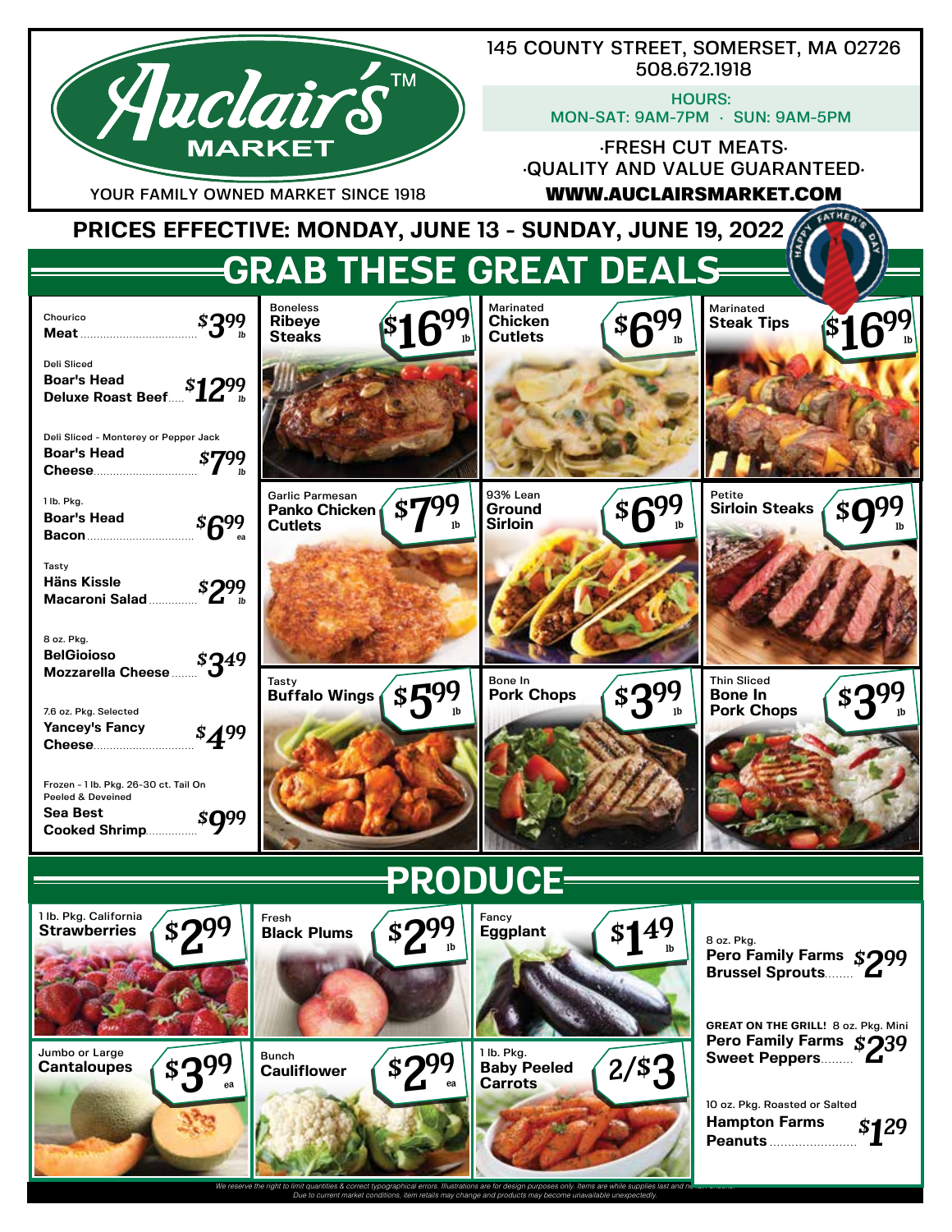# Auclair's™ MARKET

YOUR FAMILY OWNED MARKET SINCE 1918

145 COUNTY STREET, SOMERSET, MA 02726
508.672.1918

HOURS:
MON-SAT: 9AM-7PM · SUN: 9AM-5PM

·FRESH CUT MEATS·
·QUALITY AND VALUE GUARANTEED·

WWW.AUCLAIRSMARKET.COM

**PRICES EFFECTIVE: MONDAY, JUNE 13 - SUNDAY, JUNE 19, 2022**

HAPPY FATHER'S DAY

## GRAB THESE GREAT DEALS

- Chourico **Meat** — $3.99 lb
- Deli Sliced **Boar's Head Deluxe Roast Beef** — $12.99 lb
- Deli Sliced - Monterey or Pepper Jack **Boar's Head Cheese** — $7.99 lb
- 1 lb. Pkg. **Boar's Head Bacon** — $6.99 ea
- Tasty **Häns Kissle Macaroni Salad** — $2.99 lb
- 8 oz. Pkg. **BelGioioso Mozzarella Cheese** — $3.49
- 7.6 oz. Pkg. Selected **Yancey's Fancy Cheese** — $4.99
- Frozen - 1 lb. Pkg. 26-30 ct. Tail On Peeled & Deveined **Sea Best Cooked Shrimp** — $9.99

- Boneless **Ribeye Steaks** — $16.99 lb
- Marinated **Chicken Cutlets** — $6.99 lb
- Marinated **Steak Tips** — $16.99 lb
- Garlic Parmesan **Panko Chicken Cutlets** — $7.99 lb
- 93% Lean **Ground Sirloin** — $6.99 lb
- Petite **Sirloin Steaks** — $9.99 lb
- Tasty **Buffalo Wings** — $5.99 lb
- Bone In **Pork Chops** — $3.99 lb
- Thin Sliced **Bone In Pork Chops** — $3.99 lb

## PRODUCE

- 1 lb. Pkg. California **Strawberries** — $2.99
- Fresh **Black Plums** — $2.99 lb
- Fancy **Eggplant** — $1.49 lb
- 8 oz. Pkg. **Pero Family Farms Brussel Sprouts** — $2.99
- Jumbo or Large **Cantaloupes** — $3.99 ea
- Bunch **Cauliflower** — $2.99 ea
- 1 lb. Pkg. **Baby Peeled Carrots** — 2/$3
- GREAT ON THE GRILL! 8 oz. Pkg. Mini **Pero Family Farms Sweet Peppers** — $2.39
- 10 oz. Pkg. Roasted or Salted **Hampton Farms Peanuts** — $1.29

*We reserve the right to limit quantities & correct typographical errors. Illustrations are for design purposes only. Items are while supplies last and no rain checks. Due to current market conditions, item retails may change and products may become unavailable unexpectedly.*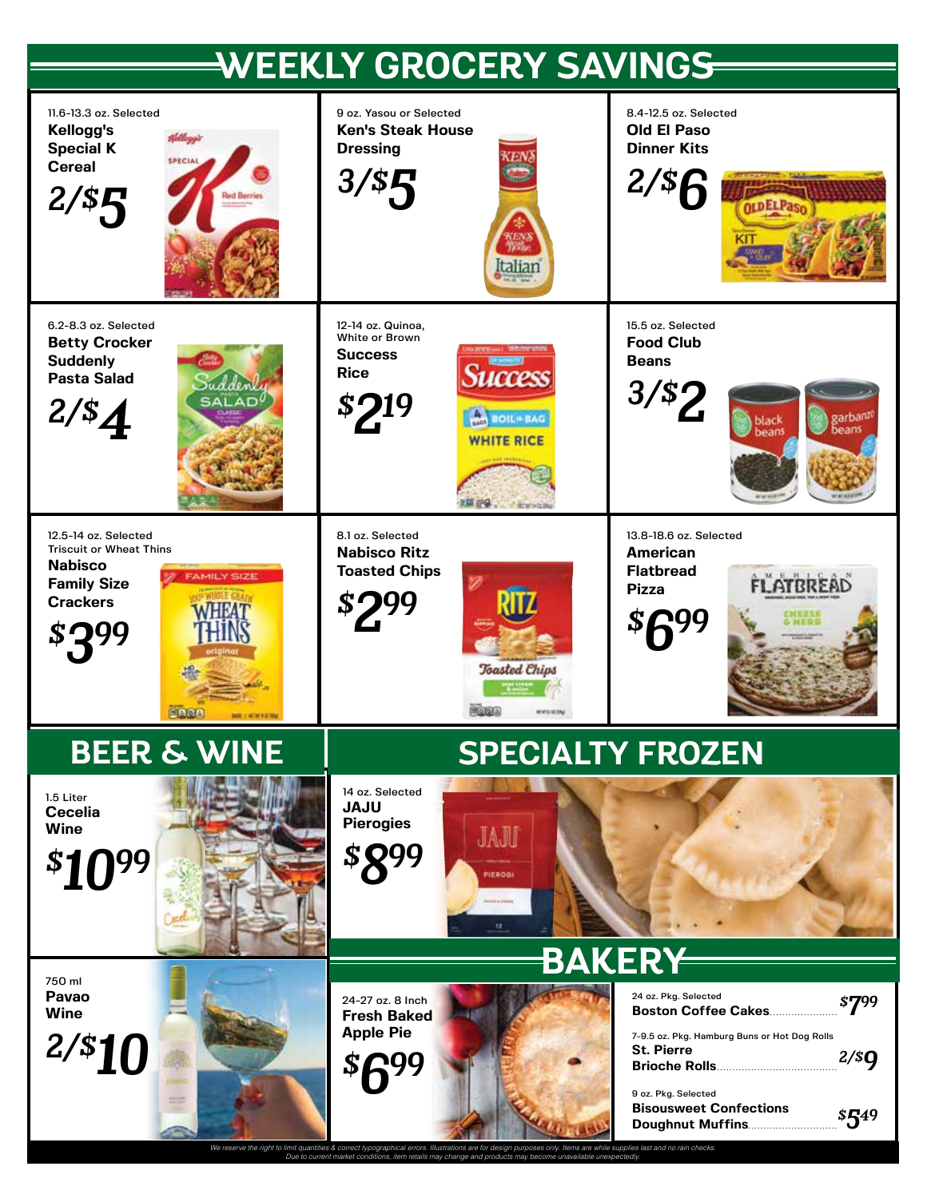# WEEKLY GROCERY SAVINGS

11.6-13.3 oz. Selected
**Kellogg's Special K Cereal**
2/$5

9 oz. Yasou or Selected
**Ken's Steak House Dressing**
3/$5

8.4-12.5 oz. Selected
**Old El Paso Dinner Kits**
2/$6

6.2-8.3 oz. Selected
**Betty Crocker Suddenly Pasta Salad**
2/$4

12-14 oz. Quinoa, White or Brown
**Success Rice**
$2.19

15.5 oz. Selected
**Food Club Beans**
3/$2

12.5-14 oz. Selected Triscuit or Wheat Thins
**Nabisco Family Size Crackers**
$3.99

8.1 oz. Selected
**Nabisco Ritz Toasted Chips**
$2.99

13.8-18.6 oz. Selected
**American Flatbread Pizza**
$6.99

## BEER & WINE

1.5 Liter
**Cecelia Wine**
$10.99

750 ml
**Pavao Wine**
2/$10

## SPECIALTY FROZEN

14 oz. Selected
**JAJU Pierogies**
$8.99

## BAKERY

24-27 oz. 8 Inch
**Fresh Baked Apple Pie**
$6.99

24 oz. Pkg. Selected
**Boston Coffee Cakes** $7.99

7-9.5 oz. Pkg. Hamburg Buns or Hot Dog Rolls
**St. Pierre Brioche Rolls** 2/$9

9 oz. Pkg. Selected
**Bisousweet Confections Doughnut Muffins** $5.49

We reserve the right to limit quantities & correct typographical errors. Illustrations are for design purposes only. Items are while supplies last and no rain checks. Due to current market conditions, item retails may change and products may become unavailable unexpectedly.